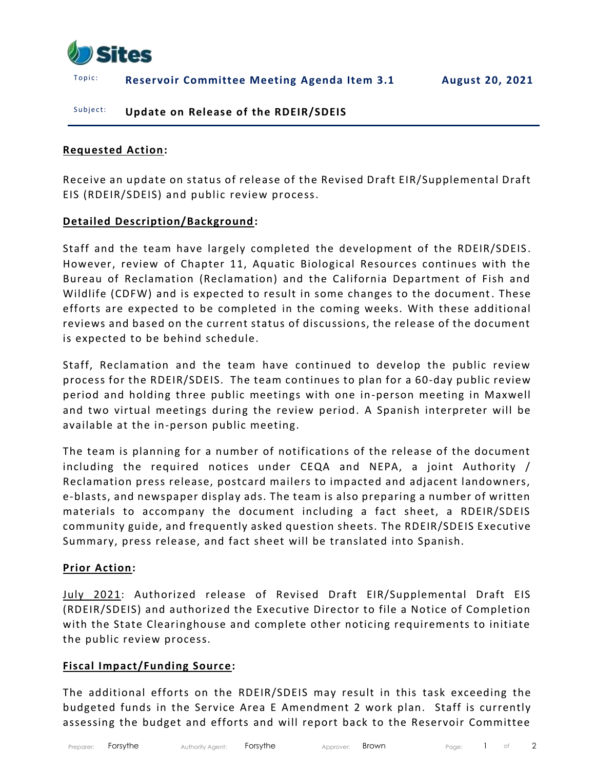Sites

Topic: **Reservoir Committee Meeting Agenda Item 3.1** **August 20, 2021**

Subject: **Update on Release of the RDEIR/SDEIS**

**Requested Action:**

Receive an update on status of release of the Revised Draft EIR/Supplemental Draft EIS (RDEIR/SDEIS) and public review process.

**Detailed Description/Background:**

Staff and the team have largely completed the development of the RDEIR/SDEIS. However, review of Chapter 11, Aquatic Biological Resources continues with the Bureau of Reclamation (Reclamation) and the California Department of Fish and Wildlife (CDFW) and is expected to result in some changes to the document. These efforts are expected to be completed in the coming weeks. With these additional reviews and based on the current status of discussions, the release of the document is expected to be behind schedule.

Staff, Reclamation and the team have continued to develop the public review process for the RDEIR/SDEIS. The team continues to plan for a 60-day public review period and holding three public meetings with one in-person meeting in Maxwell and two virtual meetings during the review period. A Spanish interpreter will be available at the in-person public meeting.

The team is planning for a number of notifications of the release of the document including the required notices under CEQA and NEPA, a joint Authority / Reclamation press release, postcard mailers to impacted and adjacent landowners, e-blasts, and newspaper display ads. The team is also preparing a number of written materials to accompany the document including a fact sheet, a RDEIR/SDEIS community guide, and frequently asked question sheets. The RDEIR/SDEIS Executive Summary, press release, and fact sheet will be translated into Spanish.

**Prior Action:**

July 2021: Authorized release of Revised Draft EIR/Supplemental Draft EIS (RDEIR/SDEIS) and authorized the Executive Director to file a Notice of Completion with the State Clearinghouse and complete other noticing requirements to initiate the public review process.

**Fiscal Impact/Funding Source:**

The additional efforts on the RDEIR/SDEIS may result in this task exceeding the budgeted funds in the Service Area E Amendment 2 work plan. Staff is currently assessing the budget and efforts and will report back to the Reservoir Committee

Preparer: Forsythe Authority Agent: Forsythe Approver: Brown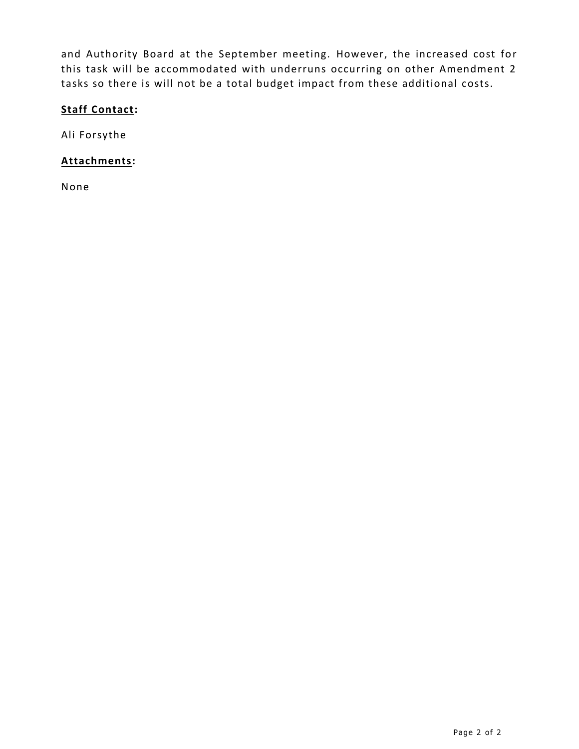and Authority Board at the September meeting. However, the increased cost for this task will be accommodated with underruns occurring on other Amendment 2 tasks so there is will not be a total budget impact from these additional costs.

**Staff Contact:**

Ali Forsythe

**Attachments:**

None